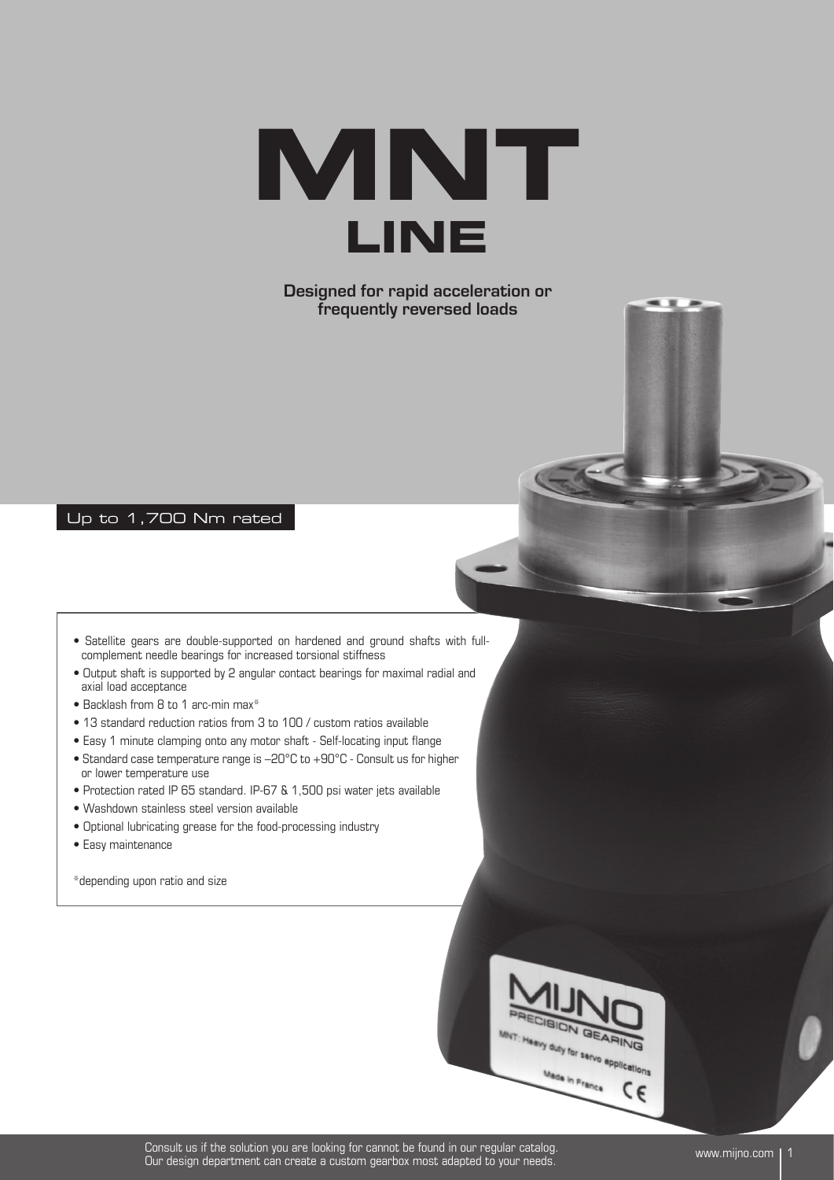# MNT LINE

**Designed for rapid acceleration or frequently reversed loads**

Up to 1,700 Nm rated

- Satellite gears are double-supported on hardened and ground shafts with full-complement needle bearings for increased torsional stiffness
- Output shaft is supported by 2 angular contact bearings for maximal radial and axial load acceptance
- Backlash from 8 to 1 arc-min max*
- 13 standard reduction ratios from 3 to 100 / custom ratios available
- Easy 1 minute clamping onto any motor shaft - Self-locating input flange
- Standard case temperature range is –20°C to +90°C - Consult us for higher or lower temperature use
- Protection rated IP 65 standard. IP-67 & 1,500 psi water jets available
- Washdown stainless steel version available
- Optional lubricating grease for the food-processing industry
- Easy maintenance

*depending upon ratio and size

Consult us if the solution you are looking for cannot be found in our regular catalog. Our design department can create a custom gearbox most adapted to your needs.

www.mijno.com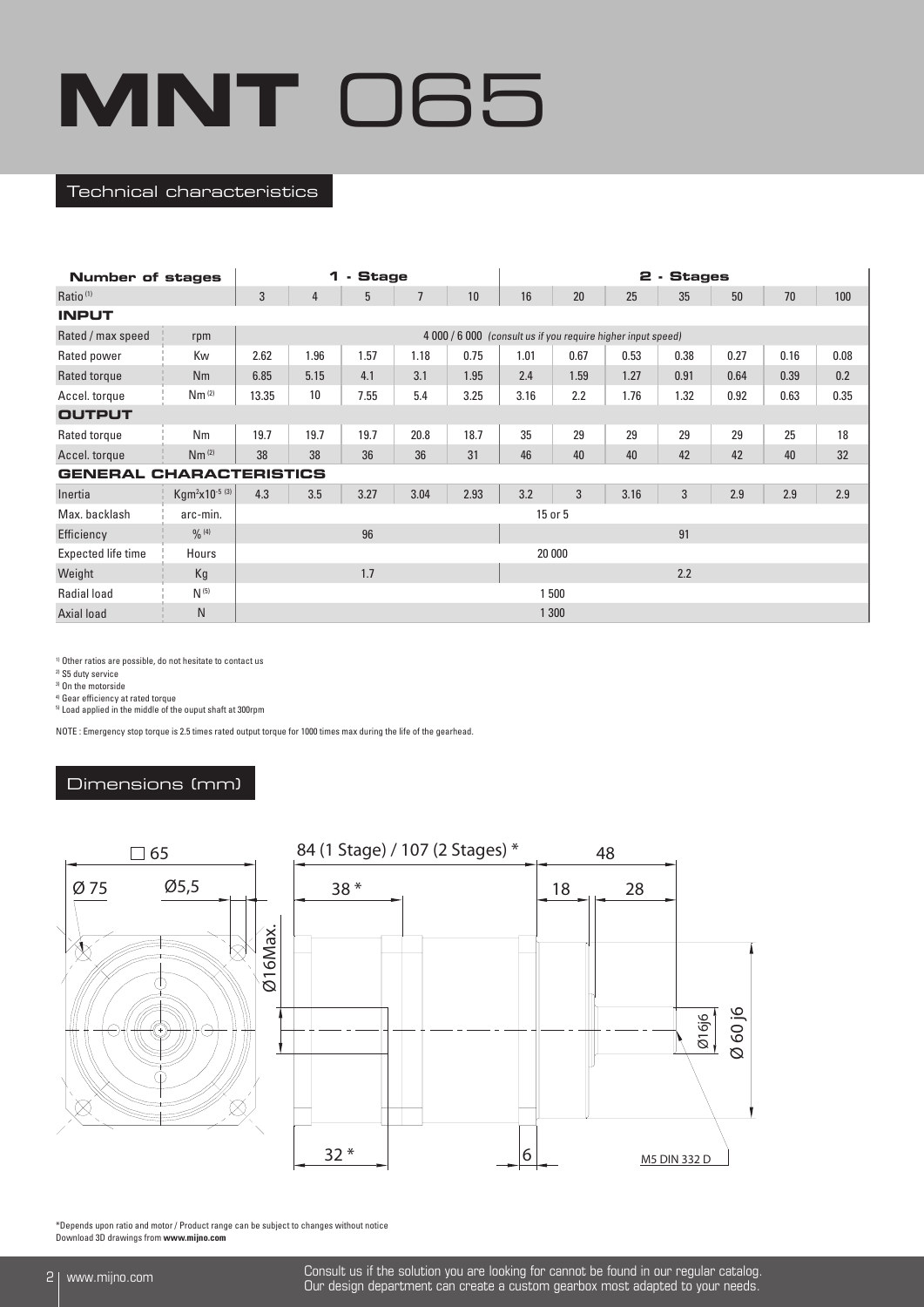# MNT 065

## Technical characteristics

| Number of stages | | 1 - Stage | | | | | 2 - Stages | | | | | | |
|---|---|---|---|---|---|---|---|---|---|---|---|---|---|
| Ratio [1] | | 3 | 4 | 5 | 7 | 10 | 16 | 20 | 25 | 35 | 50 | 70 | 100 |
| **INPUT** | | | | | | | | | | | | | |
| Rated / max speed | rpm | 4 000 / 6 000 *(consult us if you require higher input speed)* | | | | | | | | | | | |
| Rated power | Kw | 2.62 | 1.96 | 1.57 | 1.18 | 0.75 | 1.01 | 0.67 | 0.53 | 0.38 | 0.27 | 0.16 | 0.08 |
| Rated torque | Nm | 6.85 | 5.15 | 4.1 | 3.1 | 1.95 | 2.4 | 1.59 | 1.27 | 0.91 | 0.64 | 0.39 | 0.2 |
| Accel. torque | Nm [2] | 13.35 | 10 | 7.55 | 5.4 | 3.25 | 3.16 | 2.2 | 1.76 | 1.32 | 0.92 | 0.63 | 0.35 |
| **OUTPUT** | | | | | | | | | | | | | |
| Rated torque | Nm | 19.7 | 19.7 | 19.7 | 20.8 | 18.7 | 35 | 29 | 29 | 29 | 29 | 25 | 18 |
| Accel. torque | Nm [2] | 38 | 38 | 36 | 36 | 31 | 46 | 40 | 40 | 42 | 42 | 40 | 32 |
| **GENERAL CHARACTERISTICS** | | | | | | | | | | | | | |
| Inertia | $Kgm^2x10^{-5}$ [3] | 4.3 | 3.5 | 3.27 | 3.04 | 2.93 | 3.2 | 3 | 3.16 | 3 | 2.9 | 2.9 | 2.9 |
| Max. backlash | arc-min. | 15 or 5 | | | | | | | | | | | |
| Efficiency | % [4] | 96 | | | | | 91 | | | | | | |
| Expected life time | Hours | 20 000 | | | | | | | | | | | |
| Weight | Kg | 1.7 | | | | | 2.2 | | | | | | |
| Radial load | N [5] | 1 500 | | | | | | | | | | | |
| Axial load | N | 1 300 | | | | | | | | | | | |

1) Other ratios are possible, do not hesitate to contact us
2) S5 duty service
3) On the motorside
4) Gear efficiency at rated torque
5) Load applied in the middle of the ouput shaft at 300rpm

NOTE : Emergency stop torque is 2.5 times rated output torque for 1000 times max during the life of the gearhead.

## Dimensions (mm)

□ 65
Ø 75
Ø5,5
Ø16Max.
84 (1 Stage) / 107 (2 Stages) *
38 *
48
18
28
Ø16j6
Ø 60 j6
32 *
6
M5 DIN 332 D

*Depends upon ratio and motor / Product range can be subject to changes without notice
Download 3D drawings from **www.mijno.com**

Consult us if the solution you are looking for cannot be found in our regular catalog.
Our design department can create a custom gearbox most adapted to your needs.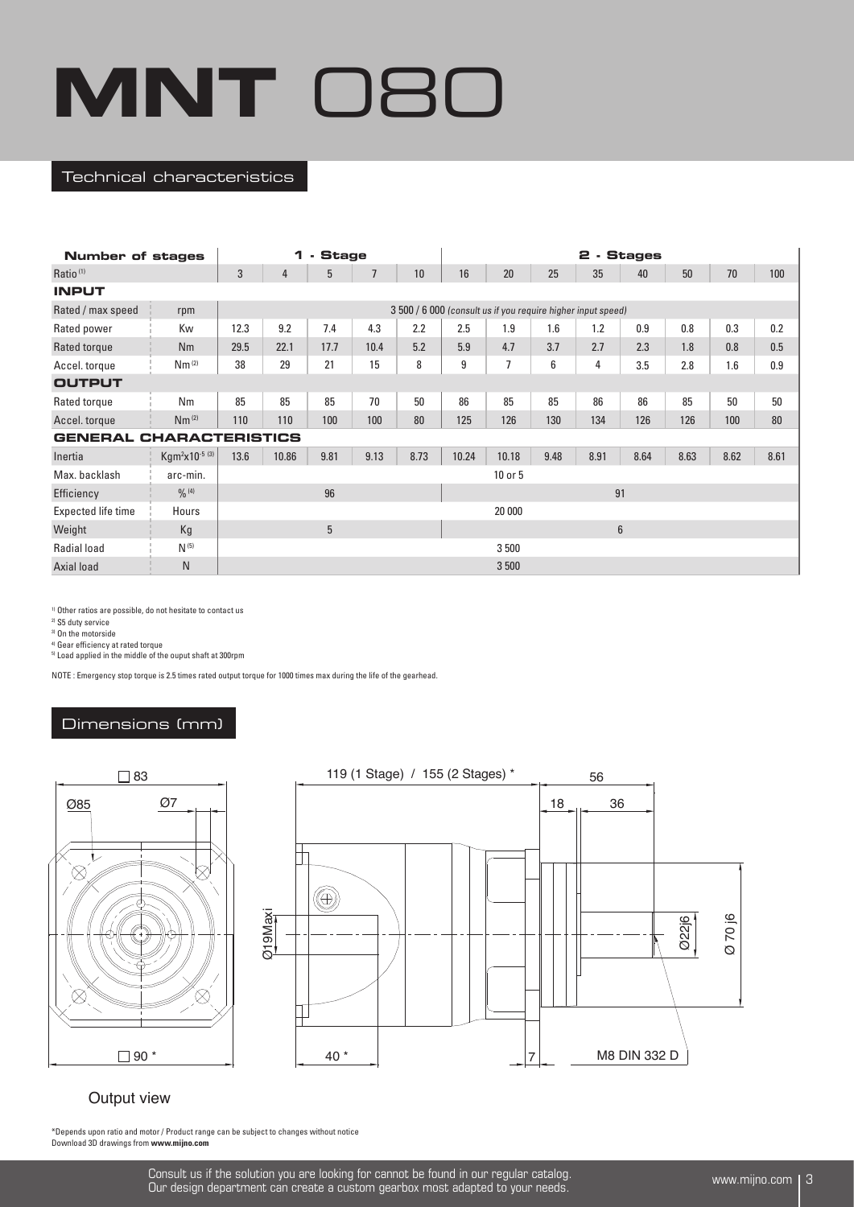# MNT 080

## Technical characteristics

| Number of stages | | 1 - Stage | | | | | 2 - Stages | | | | | | | |
|---|---|---|---|---|---|---|---|---|---|---|---|---|---|---|
| Ratio [1] | | 3 | 4 | 5 | 7 | 10 | 16 | 20 | 25 | 35 | 40 | 50 | 70 | 100 |
| **INPUT** | | | | | | | | | | | | | | |
| Rated / max speed | rpm | 3 500 / 6 000 *(consult us if you require higher input speed)* | | | | | | | | | | | | |
| Rated power | Kw | 12.3 | 9.2 | 7.4 | 4.3 | 2.2 | 2.5 | 1.9 | 1.6 | 1.2 | 0.9 | 0.8 | 0.3 | 0.2 |
| Rated torque | Nm | 29.5 | 22.1 | 17.7 | 10.4 | 5.2 | 5.9 | 4.7 | 3.7 | 2.7 | 2.3 | 1.8 | 0.8 | 0.5 |
| Accel. torque | Nm [2] | 38 | 29 | 21 | 15 | 8 | 9 | 7 | 6 | 4 | 3.5 | 2.8 | 1.6 | 0.9 |
| **OUTPUT** | | | | | | | | | | | | | | |
| Rated torque | Nm | 85 | 85 | 85 | 70 | 50 | 86 | 85 | 85 | 86 | 86 | 85 | 50 | 50 |
| Accel. torque | Nm [2] | 110 | 110 | 100 | 100 | 80 | 125 | 126 | 130 | 134 | 126 | 126 | 100 | 80 |
| **GENERAL CHARACTERISTICS** | | | | | | | | | | | | | | |
| Inertia | $Kgm^2x10^{-5}$ [3] | 13.6 | 10.86 | 9.81 | 9.13 | 8.73 | 10.24 | 10.18 | 9.48 | 8.91 | 8.64 | 8.63 | 8.62 | 8.61 |
| Max. backlash | arc-min. | 10 or 5 | | | | | | | | | | | | |
| Efficiency | % [4] | 96 | | | | | 91 | | | | | | | |
| Expected life time | Hours | 20 000 | | | | | | | | | | | | |
| Weight | Kg | 5 | | | | | 6 | | | | | | | |
| Radial load | N [5] | 3 500 | | | | | | | | | | | | |
| Axial load | N | 3 500 | | | | | | | | | | | | |

1) Other ratios are possible, do not hesitate to contact us
2) S5 duty service
3) On the motorside
4) Gear efficiency at rated torque
5) Load applied in the middle of the ouput shaft at 300rpm

NOTE : Emergency stop torque is 2.5 times rated output torque for 1000 times max during the life of the gearhead.

## Dimensions (mm)

□ 83
Ø85
Ø7
□ 90 *
Output view

119 (1 Stage) / 155 (2 Stages) *
56
18
36
Ø19Maxi
Ø22j6
Ø 70 j6
40 *
7
M8 DIN 332 D

*Depends upon ratio and motor / Product range can be subject to changes without notice
Download 3D drawings from **www.mijno.com**

Consult us if the solution you are looking for cannot be found in our regular catalog.
Our design department can create a custom gearbox most adapted to your needs.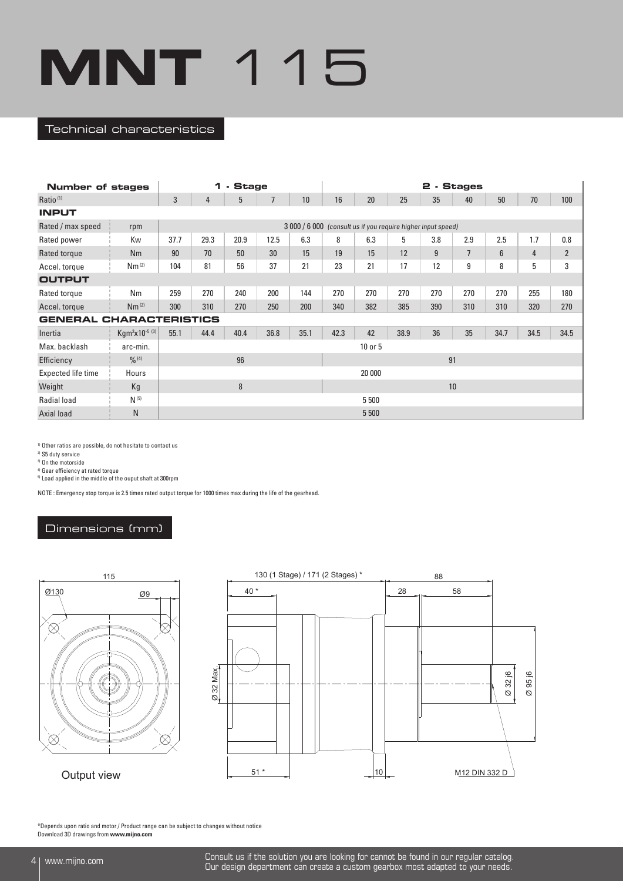# MNT 115

## Technical characteristics

| Number of stages | | 1 - Stage | | | | | 2 - Stages | | | | | | | |
|---|---|---|---|---|---|---|---|---|---|---|---|---|---|---|
| Ratio [1] | | 3 | 4 | 5 | 7 | 10 | 16 | 20 | 25 | 35 | 40 | 50 | 70 | 100 |
| **INPUT** | | | | | | | | | | | | | | |
| Rated / max speed | rpm | 3 000 / 6 000 *(consult us if you require higher input speed)* | | | | | | | | | | | | |
| Rated power | Kw | 37.7 | 29.3 | 20.9 | 12.5 | 6.3 | 8 | 6.3 | 5 | 3.8 | 2.9 | 2.5 | 1.7 | 0.8 |
| Rated torque | Nm | 90 | 70 | 50 | 30 | 15 | 19 | 15 | 12 | 9 | 7 | 6 | 4 | 2 |
| Accel. torque | Nm [2] | 104 | 81 | 56 | 37 | 21 | 23 | 21 | 17 | 12 | 9 | 8 | 5 | 3 |
| **OUTPUT** | | | | | | | | | | | | | | |
| Rated torque | Nm | 259 | 270 | 240 | 200 | 144 | 270 | 270 | 270 | 270 | 270 | 270 | 255 | 180 |
| Accel. torque | Nm [2] | 300 | 310 | 270 | 250 | 200 | 340 | 382 | 385 | 390 | 310 | 310 | 320 | 270 |
| **GENERAL CHARACTERISTICS** | | | | | | | | | | | | | | |
| Inertia | $Kgm^2x10^{-5}$ [3] | 55.1 | 44.4 | 40.4 | 36.8 | 35.1 | 42.3 | 42 | 38.9 | 36 | 35 | 34.7 | 34.5 | 34.5 |
| Max. backlash | arc-min. | 10 or 5 | | | | | | | | | | | | |
| Efficiency | % [4] | 96 | | | | | 91 | | | | | | | |
| Expected life time | Hours | 20 000 | | | | | | | | | | | | |
| Weight | Kg | 8 | | | | | 10 | | | | | | | |
| Radial load | N [5] | 5 500 | | | | | | | | | | | | |
| Axial load | N | 5 500 | | | | | | | | | | | | |

[1] Other ratios are possible, do not hesitate to contact us
[2] S5 duty service
[3] On the motorside
[4] Gear efficiency at rated torque
[5] Load applied in the middle of the ouput shaft at 300rpm

NOTE : Emergency stop torque is 2.5 times rated output torque for 1000 times max during the life of the gearhead.

## Dimensions (mm)

115
Ø130
Ø9
Output view

130 (1 Stage) / 171 (2 Stages) *
40 *
88
28
58
Ø 32 Max.
Ø 32 j6
Ø 95 j6
51 *
10
M12 DIN 332 D

*Depends upon ratio and motor / Product range can be subject to changes without notice
Download 3D drawings from **www.mijno.com**

Consult us if the solution you are looking for cannot be found in our regular catalog.
Our design department can create a custom gearbox most adapted to your needs.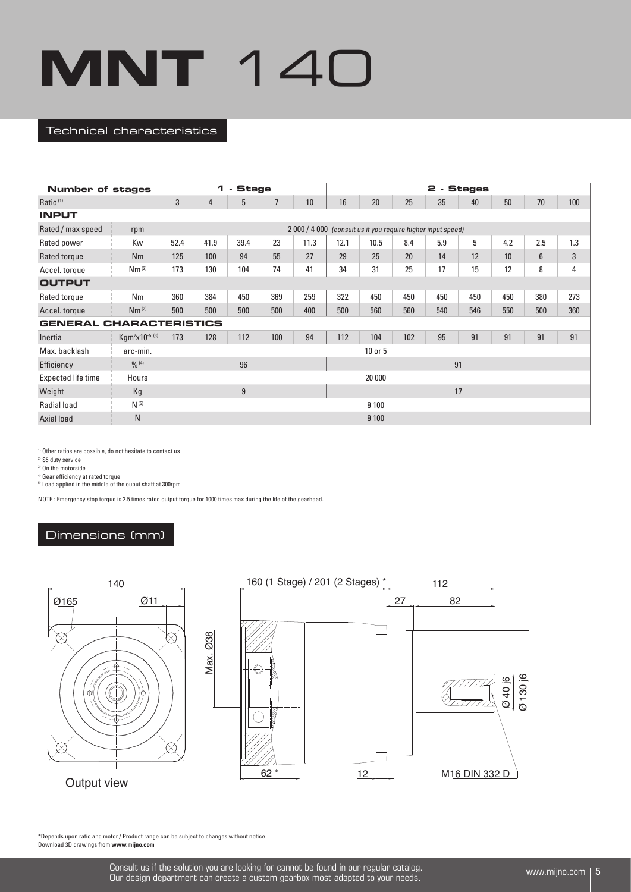# MNT 140

## Technical characteristics

| Number of stages | | 1 - Stage | | | | | 2 - Stages | | | | | | | |
|---|---|---|---|---|---|---|---|---|---|---|---|---|---|---|
| Ratio [1] | | 3 | 4 | 5 | 7 | 10 | 16 | 20 | 25 | 35 | 40 | 50 | 70 | 100 |
| **INPUT** | | | | | | | | | | | | | | |
| Rated / max speed | rpm | 2 000 / 4 000 *(consult us if you require higher input speed)* | | | | | | | | | | | | |
| Rated power | Kw | 52.4 | 41.9 | 39.4 | 23 | 11.3 | 12.1 | 10.5 | 8.4 | 5.9 | 5 | 4.2 | 2.5 | 1.3 |
| Rated torque | Nm | 125 | 100 | 94 | 55 | 27 | 29 | 25 | 20 | 14 | 12 | 10 | 6 | 3 |
| Accel. torque | Nm [2] | 173 | 130 | 104 | 74 | 41 | 34 | 31 | 25 | 17 | 15 | 12 | 8 | 4 |
| **OUTPUT** | | | | | | | | | | | | | | |
| Rated torque | Nm | 360 | 384 | 450 | 369 | 259 | 322 | 450 | 450 | 450 | 450 | 450 | 380 | 273 |
| Accel. torque | Nm [2] | 500 | 500 | 500 | 500 | 400 | 500 | 560 | 560 | 540 | 546 | 550 | 500 | 360 |
| **GENERAL CHARACTERISTICS** | | | | | | | | | | | | | | |
| Inertia | $Kgm^2x10^{-5}$ [3] | 173 | 128 | 112 | 100 | 94 | 112 | 104 | 102 | 95 | 91 | 91 | 91 | 91 |
| Max. backlash | arc-min. | 10 or 5 | | | | | | | | | | | | |
| Efficiency | % [4] | 96 | | | | | 91 | | | | | | | |
| Expected life time | Hours | 20 000 | | | | | | | | | | | | |
| Weight | Kg | 9 | | | | | 17 | | | | | | | |
| Radial load | N [5] | 9 100 | | | | | | | | | | | | |
| Axial load | N | 9 100 | | | | | | | | | | | | |

1) Other ratios are possible, do not hesitate to contact us
2) S5 duty service
3) On the motorside
4) Gear efficiency at rated torque
5) Load applied in the middle of the ouput shaft at 300rpm

NOTE : Emergency stop torque is 2.5 times rated output torque for 1000 times max during the life of the gearhead.

## Dimensions (mm)

140
Ø165
Ø11
Output view

160 (1 Stage) / 201 (2 Stages) *
112
27
82
Max. Ø38
Ø 40 j6
Ø 130 j6
62 *
12
M16 DIN 332 D

*Depends upon ratio and motor / Product range can be subject to changes without notice
Download 3D drawings from **www.mijno.com**

Consult us if the solution you are looking for cannot be found in our regular catalog.
Our design department can create a custom gearbox most adapted to your needs.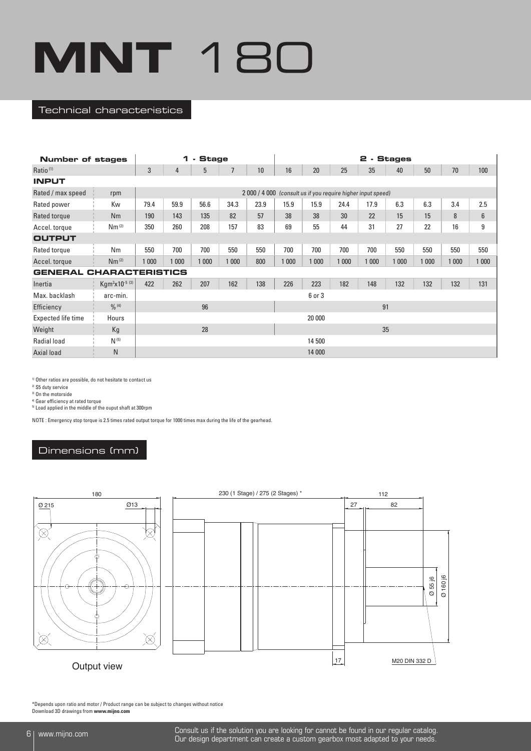# MNT 180

## Technical characteristics

| Number of stages | | 1 - Stage | | | | | 2 - Stages | | | | | | | |
|---|---|---|---|---|---|---|---|---|---|---|---|---|---|---|
| Ratio [1] | | 3 | 4 | 5 | 7 | 10 | 16 | 20 | 25 | 35 | 40 | 50 | 70 | 100 |
| **INPUT** | | | | | | | | | | | | | | |
| Rated / max speed | rpm | 2 000 / 4 000 *(consult us if you require higher input speed)* | | | | | | | | | | | | |
| Rated power | Kw | 79.4 | 59.9 | 56.6 | 34.3 | 23.9 | 15.9 | 15.9 | 24.4 | 17.9 | 6.3 | 6.3 | 3.4 | 2.5 |
| Rated torque | Nm | 190 | 143 | 135 | 82 | 57 | 38 | 38 | 30 | 22 | 15 | 15 | 8 | 6 |
| Accel. torque | Nm [2] | 350 | 260 | 208 | 157 | 83 | 69 | 55 | 44 | 31 | 27 | 22 | 16 | 9 |
| **OUTPUT** | | | | | | | | | | | | | | |
| Rated torque | Nm | 550 | 700 | 700 | 550 | 550 | 700 | 700 | 700 | 700 | 550 | 550 | 550 | 550 |
| Accel. torque | Nm [2] | 1 000 | 1 000 | 1 000 | 1 000 | 800 | 1 000 | 1 000 | 1 000 | 1 000 | 1 000 | 1 000 | 1 000 | 1 000 |
| **GENERAL CHARACTERISTICS** | | | | | | | | | | | | | | |
| Inertia | $Kgm^2x10^{-5}$ [3] | 422 | 262 | 207 | 162 | 138 | 226 | 223 | 182 | 148 | 132 | 132 | 132 | 131 |
| Max. backlash | arc-min. | 6 or 3 | | | | | | | | | | | | |
| Efficiency | % [4] | 96 | | | | | 91 | | | | | | | |
| Expected life time | Hours | 20 000 | | | | | | | | | | | | |
| Weight | Kg | 28 | | | | | 35 | | | | | | | |
| Radial load | N [5] | 14 500 | | | | | | | | | | | | |
| Axial load | N | 14 000 | | | | | | | | | | | | |

[1] Other ratios are possible, do not hesitate to contact us
[2] S5 duty service
[3] On the motorside
[4] Gear efficiency at rated torque
[5] Load applied in the middle of the ouput shaft at 300rpm

NOTE : Emergency stop torque is 2.5 times rated output torque for 1000 times max during the life of the gearhead.

## Dimensions (mm)

180
Ø 215
Ø13
Output view
230 (1 Stage) / 275 (2 Stages) *
112
27
82
Ø 55 j6
Ø 160 j6
17
M20 DIN 332 D

*Depends upon ratio and motor / Product range can be subject to changes without notice
Download 3D drawings from **www.mijno.com**

Consult us if the solution you are looking for cannot be found in our regular catalog.
Our design department can create a custom gearbox most adapted to your needs.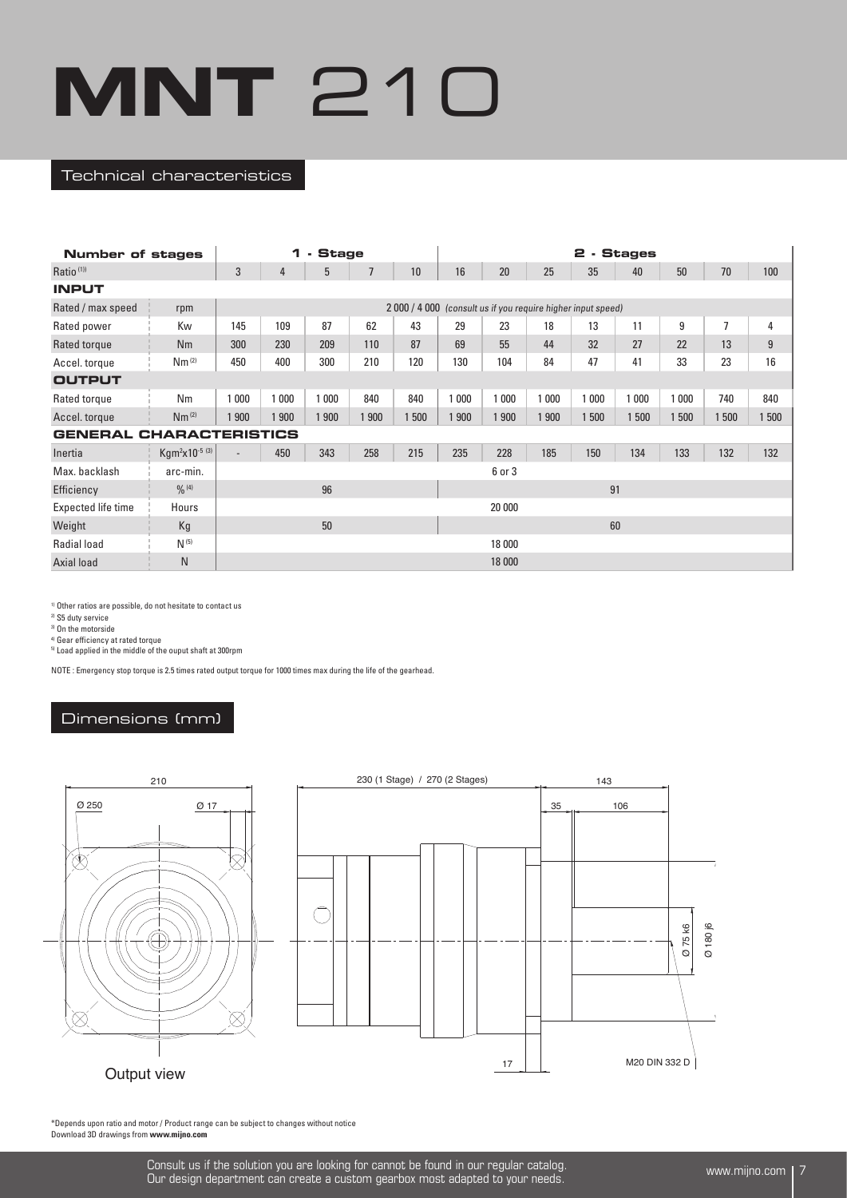# MNT 210

## Technical characteristics

| Number of stages | | 1 - Stage | | | | | 2 - Stages | | | | | | | |
|---|---|---|---|---|---|---|---|---|---|---|---|---|---|---|
| Ratio [1] | | 3 | 4 | 5 | 7 | 10 | 16 | 20 | 25 | 35 | 40 | 50 | 70 | 100 |
| **INPUT** | | | | | | | | | | | | | | |
| Rated / max speed | rpm | 2 000 / 4 000 *(consult us if you require higher input speed)* | | | | | | | | | | | | |
| Rated power | Kw | 145 | 109 | 87 | 62 | 43 | 29 | 23 | 18 | 13 | 11 | 9 | 7 | 4 |
| Rated torque | Nm | 300 | 230 | 209 | 110 | 87 | 69 | 55 | 44 | 32 | 27 | 22 | 13 | 9 |
| Accel. torque | Nm [2] | 450 | 400 | 300 | 210 | 120 | 130 | 104 | 84 | 47 | 41 | 33 | 23 | 16 |
| **OUTPUT** | | | | | | | | | | | | | | |
| Rated torque | Nm | 1 000 | 1 000 | 1 000 | 840 | 840 | 1 000 | 1 000 | 1 000 | 1 000 | 1 000 | 1 000 | 740 | 840 |
| Accel. torque | Nm [2] | 1 900 | 1 900 | 1 900 | 1 900 | 1 500 | 1 900 | 1 900 | 1 900 | 1 500 | 1 500 | 1 500 | 1 500 | 1 500 |
| **GENERAL CHARACTERISTICS** | | | | | | | | | | | | | | |
| Inertia | $Kgm^2x10^{-5}$ [3] | - | 450 | 343 | 258 | 215 | 235 | 228 | 185 | 150 | 134 | 133 | 132 | 132 |
| Max. backlash | arc-min. | 6 or 3 | | | | | | | | | | | | |
| Efficiency | % [4] | 96 | | | | | 91 | | | | | | | |
| Expected life time | Hours | 20 000 | | | | | | | | | | | | |
| Weight | Kg | 50 | | | | | 60 | | | | | | | |
| Radial load | N [5] | 18 000 | | | | | | | | | | | | |
| Axial load | N | 18 000 | | | | | | | | | | | | |

1) Other ratios are possible, do not hesitate to contact us
2) S5 duty service
3) On the motorside
4) Gear efficiency at rated torque
5) Load applied in the middle of the ouput shaft at 300rpm

NOTE : Emergency stop torque is 2.5 times rated output torque for 1000 times max during the life of the gearhead.

## Dimensions (mm)

210
Ø 250
Ø 17
Output view

230 (1 Stage) / 270 (2 Stages)
143
35
106
Ø 75 k6
Ø 180 j6
17
M20 DIN 332 D

*Depends upon ratio and motor / Product range can be subject to changes without notice
Download 3D drawings from **www.mijno.com**

Consult us if the solution you are looking for cannot be found in our regular catalog.
Our design department can create a custom gearbox most adapted to your needs.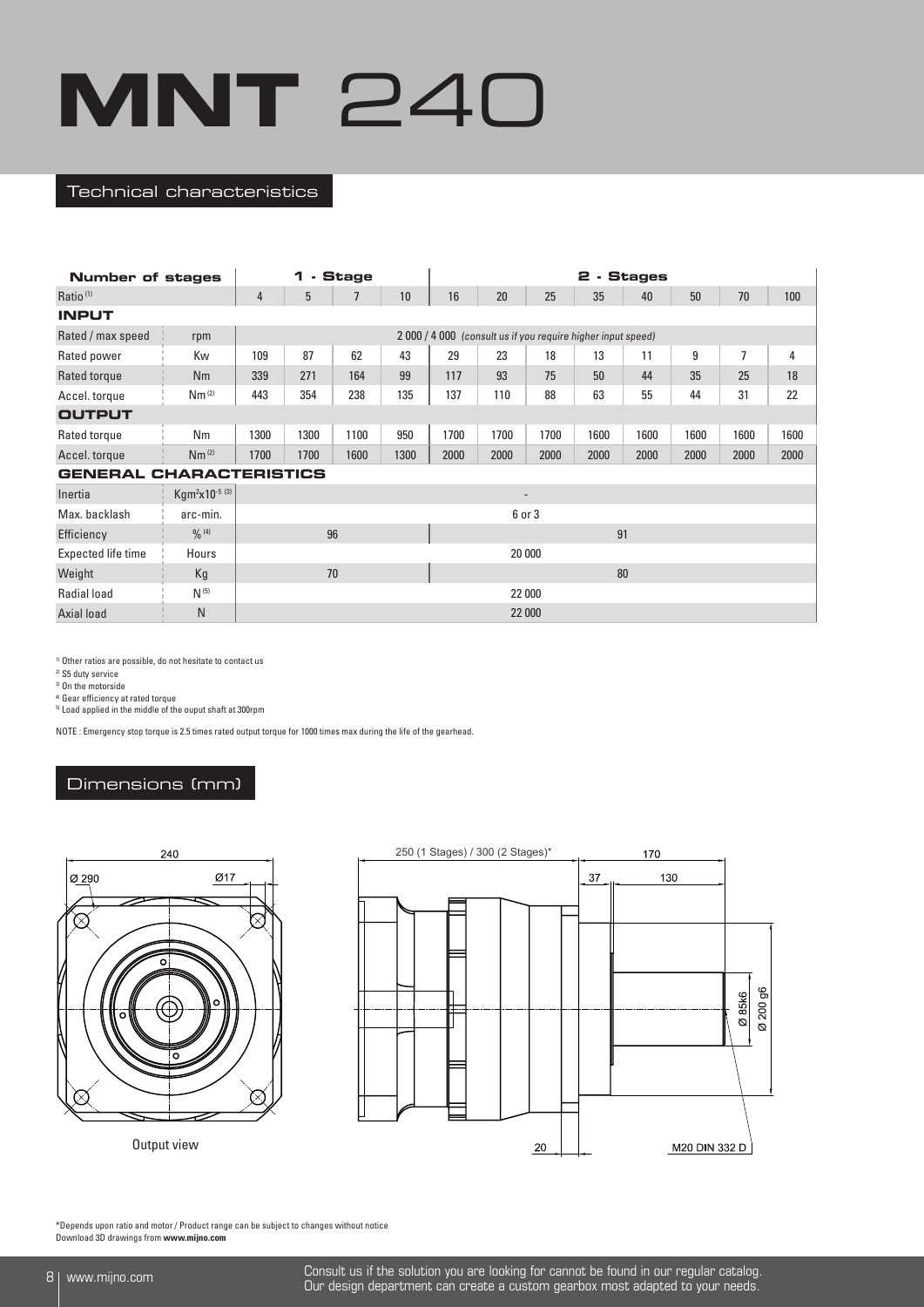# MNT 240

## Technical characteristics

| Number of stages | | 1 - Stage | | | | 2 - Stages | | | | | | | |
|---|---|---|---|---|---|---|---|---|---|---|---|---|---|
| Ratio [1] | | 4 | 5 | 7 | 10 | 16 | 20 | 25 | 35 | 40 | 50 | 70 | 100 |
| **INPUT** | | | | | | | | | | | | | |
| Rated / max speed | rpm | 2 000 / 4 000 *(consult us if you require higher input speed)* | | | | | | | | | | | |
| Rated power | Kw | 109 | 87 | 62 | 43 | 29 | 23 | 18 | 13 | 11 | 9 | 7 | 4 |
| Rated torque | Nm | 339 | 271 | 164 | 99 | 117 | 93 | 75 | 50 | 44 | 35 | 25 | 18 |
| Accel. torque | Nm [2] | 443 | 354 | 238 | 135 | 137 | 110 | 88 | 63 | 55 | 44 | 31 | 22 |
| **OUTPUT** | | | | | | | | | | | | | |
| Rated torque | Nm | 1300 | 1300 | 1100 | 950 | 1700 | 1700 | 1700 | 1600 | 1600 | 1600 | 1600 | 1600 |
| Accel. torque | Nm [2] | 1700 | 1700 | 1600 | 1300 | 2000 | 2000 | 2000 | 2000 | 2000 | 2000 | 2000 | 2000 |
| **GENERAL CHARACTERISTICS** | | | | | | | | | | | | | |
| Inertia | $Kgm^2x10^{-5}$ [3] | - | | | | | | | | | | | |
| Max. backlash | arc-min. | 6 or 3 | | | | | | | | | | | |
| Efficiency | % [4] | 96 | | | | 91 | | | | | | | |
| Expected life time | Hours | 20 000 | | | | | | | | | | | |
| Weight | Kg | 70 | | | | 80 | | | | | | | |
| Radial load | N [5] | 22 000 | | | | | | | | | | | |
| Axial load | N | 22 000 | | | | | | | | | | | |

[1] Other ratios are possible, do not hesitate to contact us
[2] S5 duty service
[3] On the motorside
[4] Gear efficiency at rated torque
[5] Load applied in the middle of the ouput shaft at 300rpm

NOTE : Emergency stop torque is 2.5 times rated output torque for 1000 times max during the life of the gearhead.

## Dimensions (mm)

240
Ø 290
Ø17
Output view

250 (1 Stages) / 300 (2 Stages)*
170
37
130
Ø 85k6
Ø 200 g6
20
M20 DIN 332 D

*Depends upon ratio and motor / Product range can be subject to changes without notice
Download 3D drawings from **www.mijno.com**

Consult us if the solution you are looking for cannot be found in our regular catalog.
Our design department can create a custom gearbox most adapted to your needs.